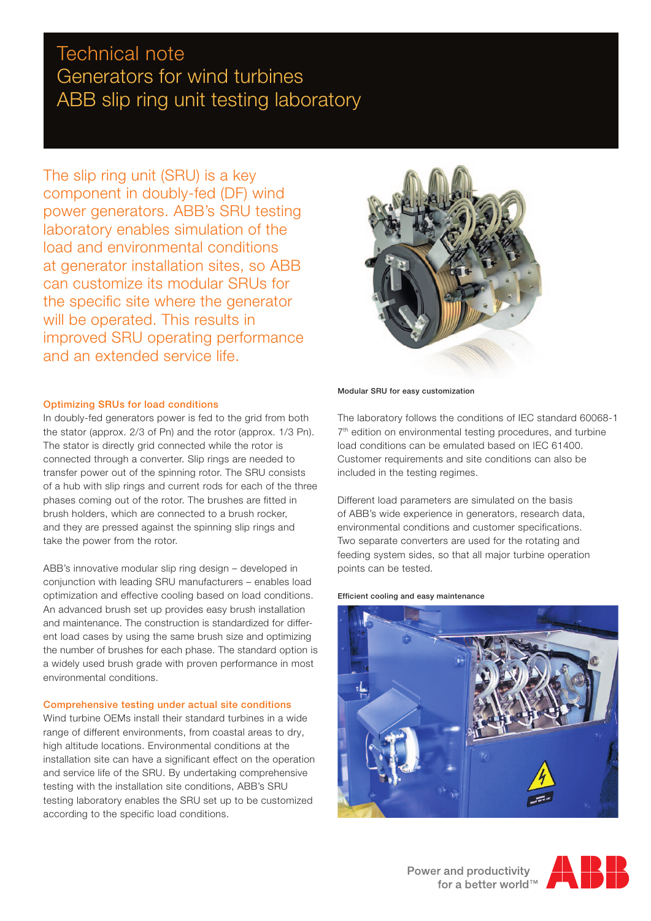# Technical note
# Generators for wind turbines
# ABB slip ring unit testing laboratory

The slip ring unit (SRU) is a key component in doubly-fed (DF) wind power generators. ABB's SRU testing laboratory enables simulation of the load and environmental conditions at generator installation sites, so ABB can customize its modular SRUs for the specific site where the generator will be operated. This results in improved SRU operating performance and an extended service life.

Modular SRU for easy customization

### Optimizing SRUs for load conditions

In doubly-fed generators power is fed to the grid from both the stator (approx. 2/3 of Pn) and the rotor (approx. 1/3 Pn). The stator is directly grid connected while the rotor is connected through a converter. Slip rings are needed to transfer power out of the spinning rotor. The SRU consists of a hub with slip rings and current rods for each of the three phases coming out of the rotor. The brushes are fitted in brush holders, which are connected to a brush rocker, and they are pressed against the spinning slip rings and take the power from the rotor.

ABB's innovative modular slip ring design – developed in conjunction with leading SRU manufacturers – enables load optimization and effective cooling based on load conditions. An advanced brush set up provides easy brush installation and maintenance. The construction is standardized for different load cases by using the same brush size and optimizing the number of brushes for each phase. The standard option is a widely used brush grade with proven performance in most environmental conditions.

### Comprehensive testing under actual site conditions

Wind turbine OEMs install their standard turbines in a wide range of different environments, from coastal areas to dry, high altitude locations. Environmental conditions at the installation site can have a significant effect on the operation and service life of the SRU. By undertaking comprehensive testing with the installation site conditions, ABB's SRU testing laboratory enables the SRU set up to be customized according to the specific load conditions.

The laboratory follows the conditions of IEC standard 60068-1 7th edition on environmental testing procedures, and turbine load conditions can be emulated based on IEC 61400. Customer requirements and site conditions can also be included in the testing regimes.

Different load parameters are simulated on the basis of ABB's wide experience in generators, research data, environmental conditions and customer specifications. Two separate converters are used for the rotating and feeding system sides, so that all major turbine operation points can be tested.

Efficient cooling and easy maintenance

Power and productivity for a better world™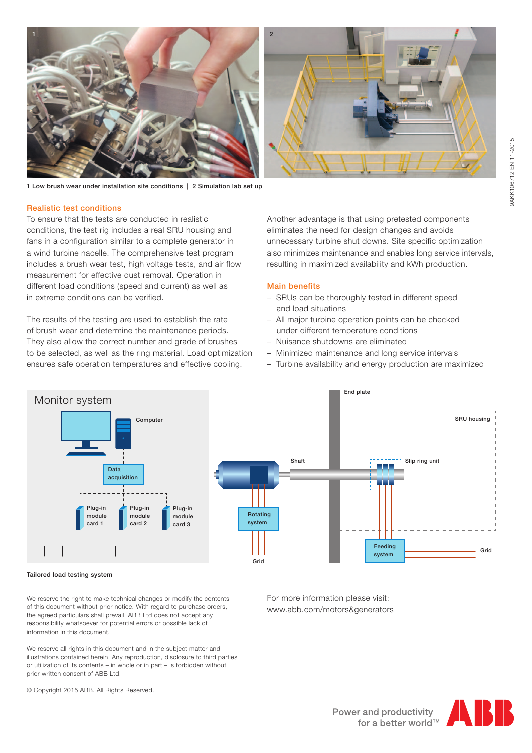1 Low brush wear under installation site conditions | 2 Simulation lab set up

## Realistic test conditions

To ensure that the tests are conducted in realistic conditions, the test rig includes a real SRU housing and fans in a configuration similar to a complete generator in a wind turbine nacelle. The comprehensive test program includes a brush wear test, high voltage tests, and air flow measurement for effective dust removal. Operation in different load conditions (speed and current) as well as in extreme conditions can be verified.

The results of the testing are used to establish the rate of brush wear and determine the maintenance periods. They also allow the correct number and grade of brushes to be selected, as well as the ring material. Load optimization ensures safe operation temperatures and effective cooling.

Another advantage is that using pretested components eliminates the need for design changes and avoids unnecessary turbine shut downs. Site specific optimization also minimizes maintenance and enables long service intervals, resulting in maximized availability and kWh production.

## Main benefits

- SRUs can be thoroughly tested in different speed and load situations
- All major turbine operation points can be checked under different temperature conditions
- Nuisance shutdowns are eliminated
- Minimized maintenance and long service intervals
- Turbine availability and energy production are maximized

Monitor system

Computer

Data acquisition

Plug-in module card 1

Plug-in module card 2

Plug-in module card 3

Rotating system

Grid

Shaft

End plate

SRU housing

Slip ring unit

Feeding system

Grid

Tailored load testing system

We reserve the right to make technical changes or modify the contents of this document without prior notice. With regard to purchase orders, the agreed particulars shall prevail. ABB Ltd does not accept any responsibility whatsoever for potential errors or possible lack of information in this document.

We reserve all rights in this document and in the subject matter and illustrations contained herein. Any reproduction, disclosure to third parties or utilization of its contents – in whole or in part – is forbidden without prior written consent of ABB Ltd.

© Copyright 2015 ABB. All Rights Reserved.

For more information please visit:
www.abb.com/motors&generators

Power and productivity for a better world™

9AKK106712 EN 11-2015